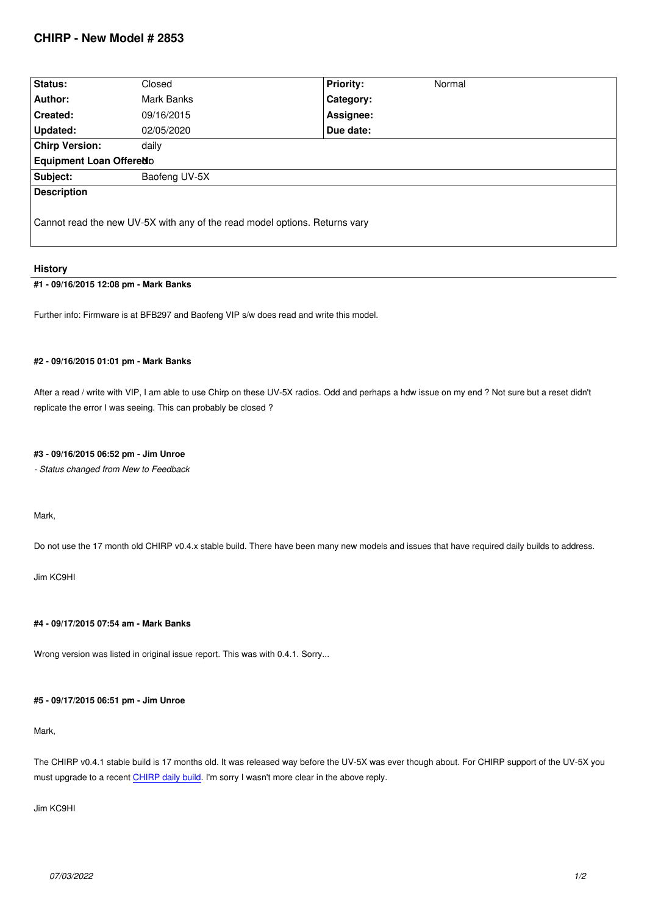# CHIRP - New Model # 2853

| Status: | Closed | Priority: | Normal |
|---|---|---|---|
| Author: | Mark Banks | Category: | |
| Created: | 09/16/2015 | Assignee: | |
| Updated: | 02/05/2020 | Due date: | |
| Chirp Version: | daily | | |
| Equipment Loan Offered: | No | | |
| Subject: | Baofeng UV-5X | | |

**Description**

Cannot read the new UV-5X with any of the read model options. Returns vary

## History

**#1 - 09/16/2015 12:08 pm - Mark Banks**

Further info: Firmware is at BFB297 and Baofeng VIP s/w does read and write this model.

**#2 - 09/16/2015 01:01 pm - Mark Banks**

After a read / write with VIP, I am able to use Chirp on these UV-5X radios. Odd and perhaps a hdw issue on my end ? Not sure but a reset didn't replicate the error I was seeing. This can probably be closed ?

**#3 - 09/16/2015 06:52 pm - Jim Unroe**

*- Status changed from New to Feedback*

Mark,

Do not use the 17 month old CHIRP v0.4.x stable build. There have been many new models and issues that have required daily builds to address.

Jim KC9HI

**#4 - 09/17/2015 07:54 am - Mark Banks**

Wrong version was listed in original issue report. This was with 0.4.1. Sorry...

**#5 - 09/17/2015 06:51 pm - Jim Unroe**

Mark,

The CHIRP v0.4.1 stable build is 17 months old. It was released way before the UV-5X was ever though about. For CHIRP support of the UV-5X you must upgrade to a recent CHIRP daily build. I'm sorry I wasn't more clear in the above reply.

Jim KC9HI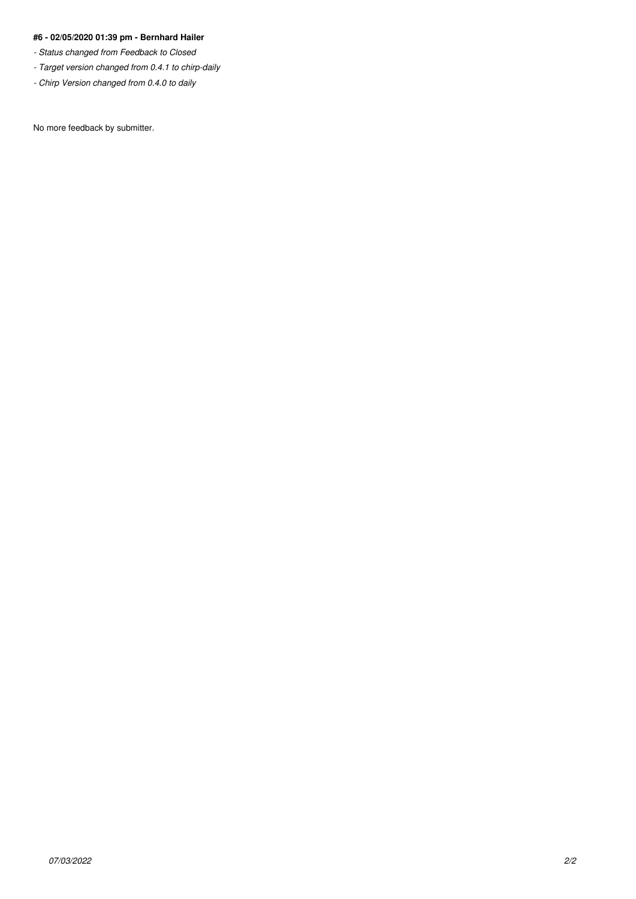**#6 - 02/05/2020 01:39 pm - Bernhard Hailer**

- *Status changed from Feedback to Closed*
- *Target version changed from 0.4.1 to chirp-daily*
- *Chirp Version changed from 0.4.0 to daily*

No more feedback by submitter.